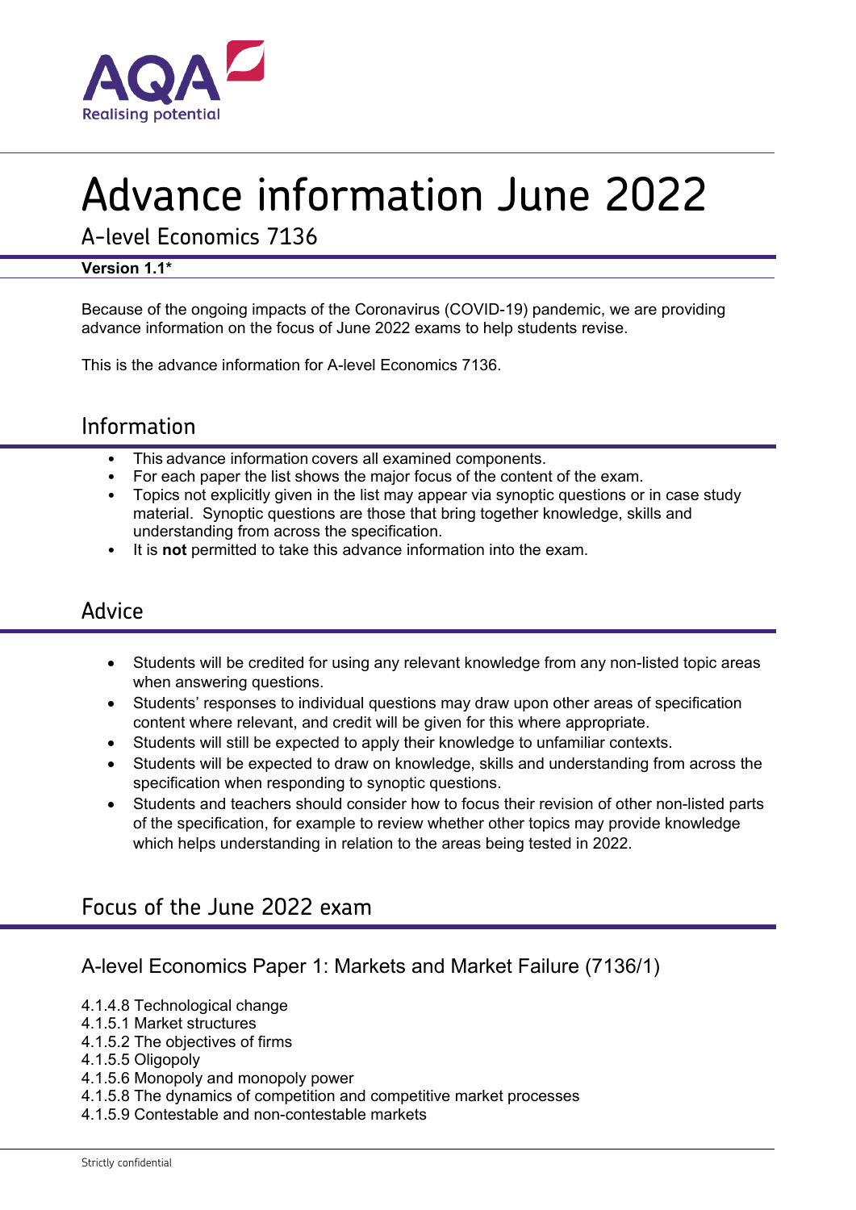# Advance information June 2022

## A-level Economics 7136

**Version 1.1***

Because of the ongoing impacts of the Coronavirus (COVID-19) pandemic, we are providing advance information on the focus of June 2022 exams to help students revise.

This is the advance information for A-level Economics 7136.

## Information

- This advance information covers all examined components.
- For each paper the list shows the major focus of the content of the exam.
- Topics not explicitly given in the list may appear via synoptic questions or in case study material. Synoptic questions are those that bring together knowledge, skills and understanding from across the specification.
- It is **not** permitted to take this advance information into the exam.

## Advice

- Students will be credited for using any relevant knowledge from any non-listed topic areas when answering questions.
- Students' responses to individual questions may draw upon other areas of specification content where relevant, and credit will be given for this where appropriate.
- Students will still be expected to apply their knowledge to unfamiliar contexts.
- Students will be expected to draw on knowledge, skills and understanding from across the specification when responding to synoptic questions.
- Students and teachers should consider how to focus their revision of other non-listed parts of the specification, for example to review whether other topics may provide knowledge which helps understanding in relation to the areas being tested in 2022.

## Focus of the June 2022 exam

### A-level Economics Paper 1: Markets and Market Failure (7136/1)

4.1.4.8 Technological change
4.1.5.1 Market structures
4.1.5.2 The objectives of firms
4.1.5.5 Oligopoly
4.1.5.6 Monopoly and monopoly power
4.1.5.8 The dynamics of competition and competitive market processes
4.1.5.9 Contestable and non-contestable markets

Strictly confidential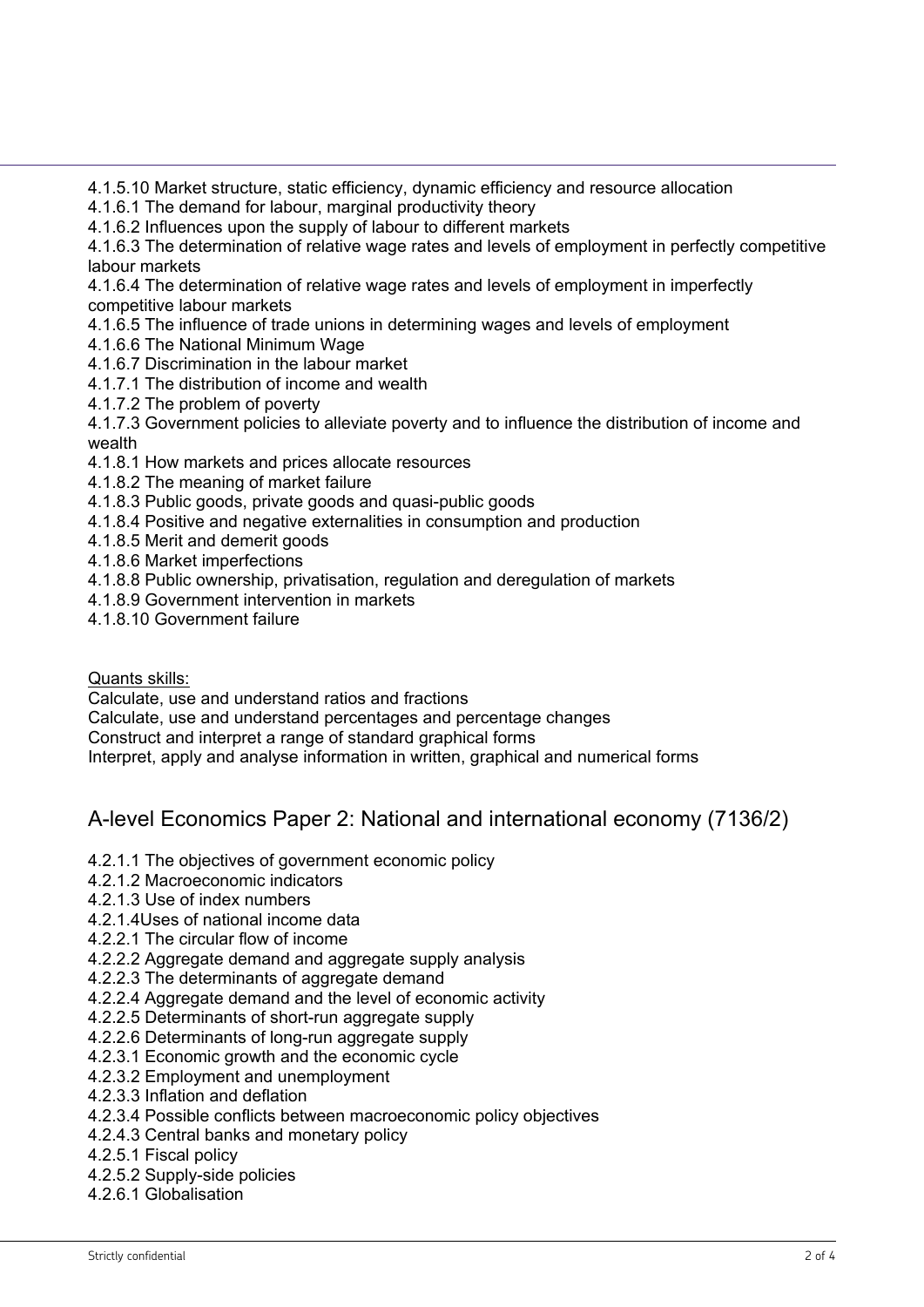4.1.5.10 Market structure, static efficiency, dynamic efficiency and resource allocation
4.1.6.1 The demand for labour, marginal productivity theory
4.1.6.2 Influences upon the supply of labour to different markets
4.1.6.3 The determination of relative wage rates and levels of employment in perfectly competitive labour markets
4.1.6.4 The determination of relative wage rates and levels of employment in imperfectly competitive labour markets
4.1.6.5 The influence of trade unions in determining wages and levels of employment
4.1.6.6 The National Minimum Wage
4.1.6.7 Discrimination in the labour market
4.1.7.1 The distribution of income and wealth
4.1.7.2 The problem of poverty
4.1.7.3 Government policies to alleviate poverty and to influence the distribution of income and wealth
4.1.8.1 How markets and prices allocate resources
4.1.8.2 The meaning of market failure
4.1.8.3 Public goods, private goods and quasi-public goods
4.1.8.4 Positive and negative externalities in consumption and production
4.1.8.5 Merit and demerit goods
4.1.8.6 Market imperfections
4.1.8.8 Public ownership, privatisation, regulation and deregulation of markets
4.1.8.9 Government intervention in markets
4.1.8.10 Government failure

<u>Quants skills:</u>
Calculate, use and understand ratios and fractions
Calculate, use and understand percentages and percentage changes
Construct and interpret a range of standard graphical forms
Interpret, apply and analyse information in written, graphical and numerical forms

## A-level Economics Paper 2: National and international economy (7136/2)

4.2.1.1 The objectives of government economic policy
4.2.1.2 Macroeconomic indicators
4.2.1.3 Use of index numbers
4.2.1.4Uses of national income data
4.2.2.1 The circular flow of income
4.2.2.2 Aggregate demand and aggregate supply analysis
4.2.2.3 The determinants of aggregate demand
4.2.2.4 Aggregate demand and the level of economic activity
4.2.2.5 Determinants of short-run aggregate supply
4.2.2.6 Determinants of long-run aggregate supply
4.2.3.1 Economic growth and the economic cycle
4.2.3.2 Employment and unemployment
4.2.3.3 Inflation and deflation
4.2.3.4 Possible conflicts between macroeconomic policy objectives
4.2.4.3 Central banks and monetary policy
4.2.5.1 Fiscal policy
4.2.5.2 Supply-side policies
4.2.6.1 Globalisation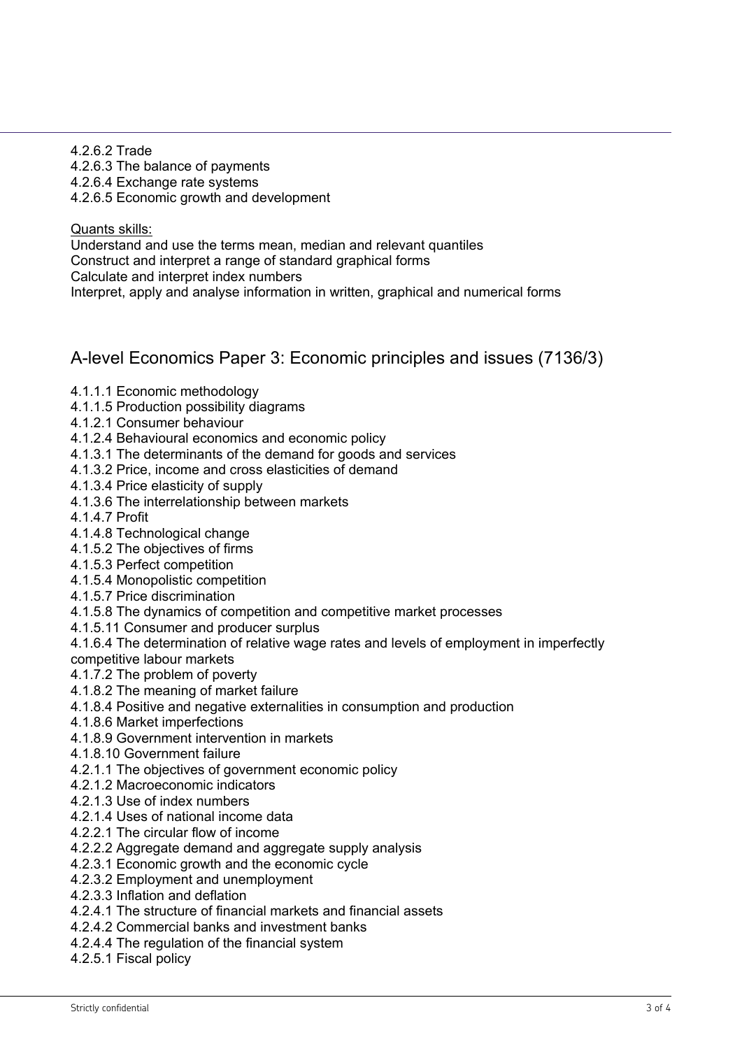4.2.6.2 Trade
4.2.6.3 The balance of payments
4.2.6.4 Exchange rate systems
4.2.6.5 Economic growth and development

Quants skills:
Understand and use the terms mean, median and relevant quantiles
Construct and interpret a range of standard graphical forms
Calculate and interpret index numbers
Interpret, apply and analyse information in written, graphical and numerical forms

## A-level Economics Paper 3: Economic principles and issues (7136/3)

4.1.1.1 Economic methodology
4.1.1.5 Production possibility diagrams
4.1.2.1 Consumer behaviour
4.1.2.4 Behavioural economics and economic policy
4.1.3.1 The determinants of the demand for goods and services
4.1.3.2 Price, income and cross elasticities of demand
4.1.3.4 Price elasticity of supply
4.1.3.6 The interrelationship between markets
4.1.4.7 Profit
4.1.4.8 Technological change
4.1.5.2 The objectives of firms
4.1.5.3 Perfect competition
4.1.5.4 Monopolistic competition
4.1.5.7 Price discrimination
4.1.5.8 The dynamics of competition and competitive market processes
4.1.5.11 Consumer and producer surplus
4.1.6.4 The determination of relative wage rates and levels of employment in imperfectly competitive labour markets
4.1.7.2 The problem of poverty
4.1.8.2 The meaning of market failure
4.1.8.4 Positive and negative externalities in consumption and production
4.1.8.6 Market imperfections
4.1.8.9 Government intervention in markets
4.1.8.10 Government failure
4.2.1.1 The objectives of government economic policy
4.2.1.2 Macroeconomic indicators
4.2.1.3 Use of index numbers
4.2.1.4 Uses of national income data
4.2.2.1 The circular flow of income
4.2.2.2 Aggregate demand and aggregate supply analysis
4.2.3.1 Economic growth and the economic cycle
4.2.3.2 Employment and unemployment
4.2.3.3 Inflation and deflation
4.2.4.1 The structure of financial markets and financial assets
4.2.4.2 Commercial banks and investment banks
4.2.4.4 The regulation of the financial system
4.2.5.1 Fiscal policy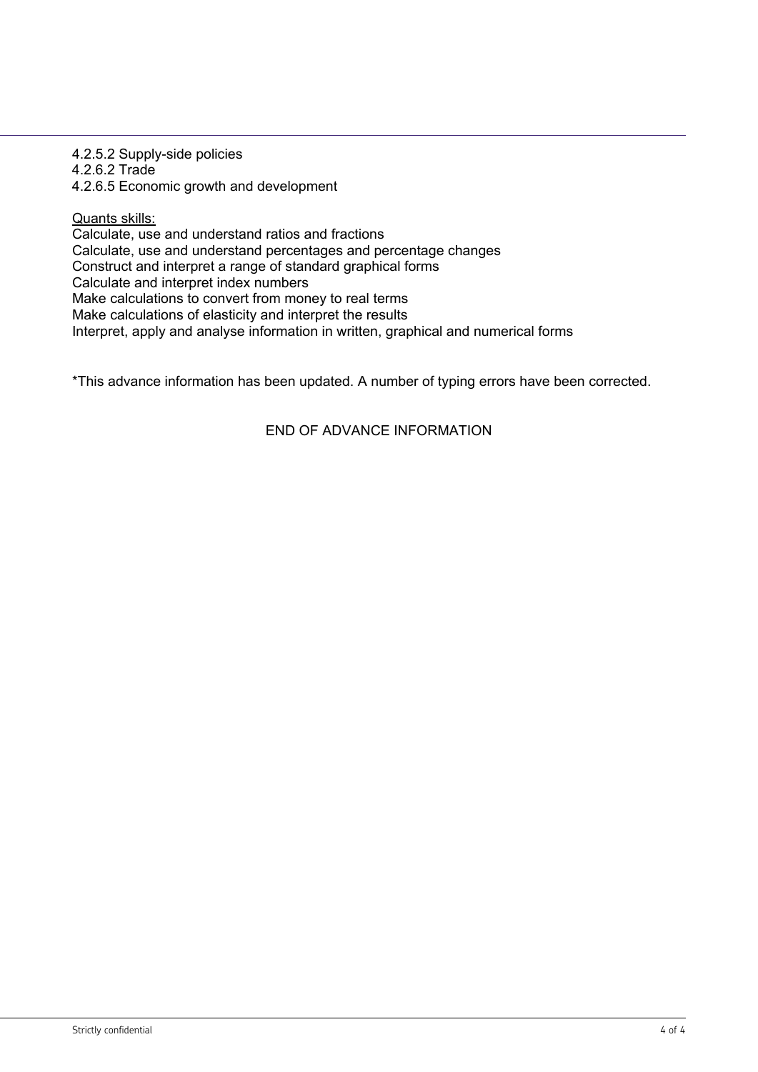4.2.5.2 Supply-side policies
4.2.6.2 Trade
4.2.6.5 Economic growth and development

<u>Quants skills:</u>
Calculate, use and understand ratios and fractions
Calculate, use and understand percentages and percentage changes
Construct and interpret a range of standard graphical forms
Calculate and interpret index numbers
Make calculations to convert from money to real terms
Make calculations of elasticity and interpret the results
Interpret, apply and analyse information in written, graphical and numerical forms

*This advance information has been updated. A number of typing errors have been corrected.

END OF ADVANCE INFORMATION